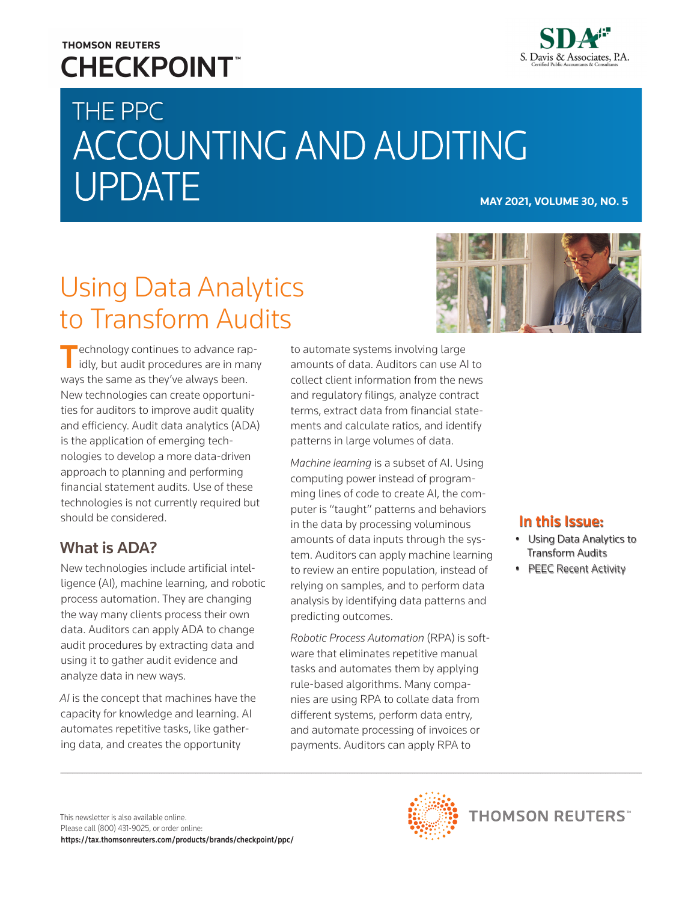THOMSON REUTERS
**CHECKPOINT**

SDA S. Davis & Associates, P.A. Certified Public Accountants & Consultants

# THE PPC ACCOUNTING AND AUDITING UPDATE

**MAY 2021, VOLUME 30, NO. 5**

## Using Data Analytics to Transform Audits

Technology continues to advance rapidly, but audit procedures are in many ways the same as they've always been. New technologies can create opportunities for auditors to improve audit quality and efficiency. Audit data analytics (ADA) is the application of emerging technologies to develop a more data-driven approach to planning and performing financial statement audits. Use of these technologies is not currently required but should be considered.

### What is ADA?

New technologies include artificial intelligence (AI), machine learning, and robotic process automation. They are changing the way many clients process their own data. Auditors can apply ADA to change audit procedures by extracting data and using it to gather audit evidence and analyze data in new ways.

*AI* is the concept that machines have the capacity for knowledge and learning. AI automates repetitive tasks, like gathering data, and creates the opportunity to automate systems involving large amounts of data. Auditors can use AI to collect client information from the news and regulatory filings, analyze contract terms, extract data from financial statements and calculate ratios, and identify patterns in large volumes of data.

*Machine learning* is a subset of AI. Using computing power instead of programming lines of code to create AI, the computer is "taught" patterns and behaviors in the data by processing voluminous amounts of data inputs through the system. Auditors can apply machine learning to review an entire population, instead of relying on samples, and to perform data analysis by identifying data patterns and predicting outcomes.

*Robotic Process Automation* (RPA) is software that eliminates repetitive manual tasks and automates them by applying rule-based algorithms. Many companies are using RPA to collate data from different systems, perform data entry, and automate processing of invoices or payments. Auditors can apply RPA to

**In this Issue:**

- Using Data Analytics to Transform Audits
- PEEC Recent Activity

This newsletter is also available online.
Please call (800) 431-9025, or order online:
**https://tax.thomsonreuters.com/products/brands/checkpoint/ppc/**

THOMSON REUTERS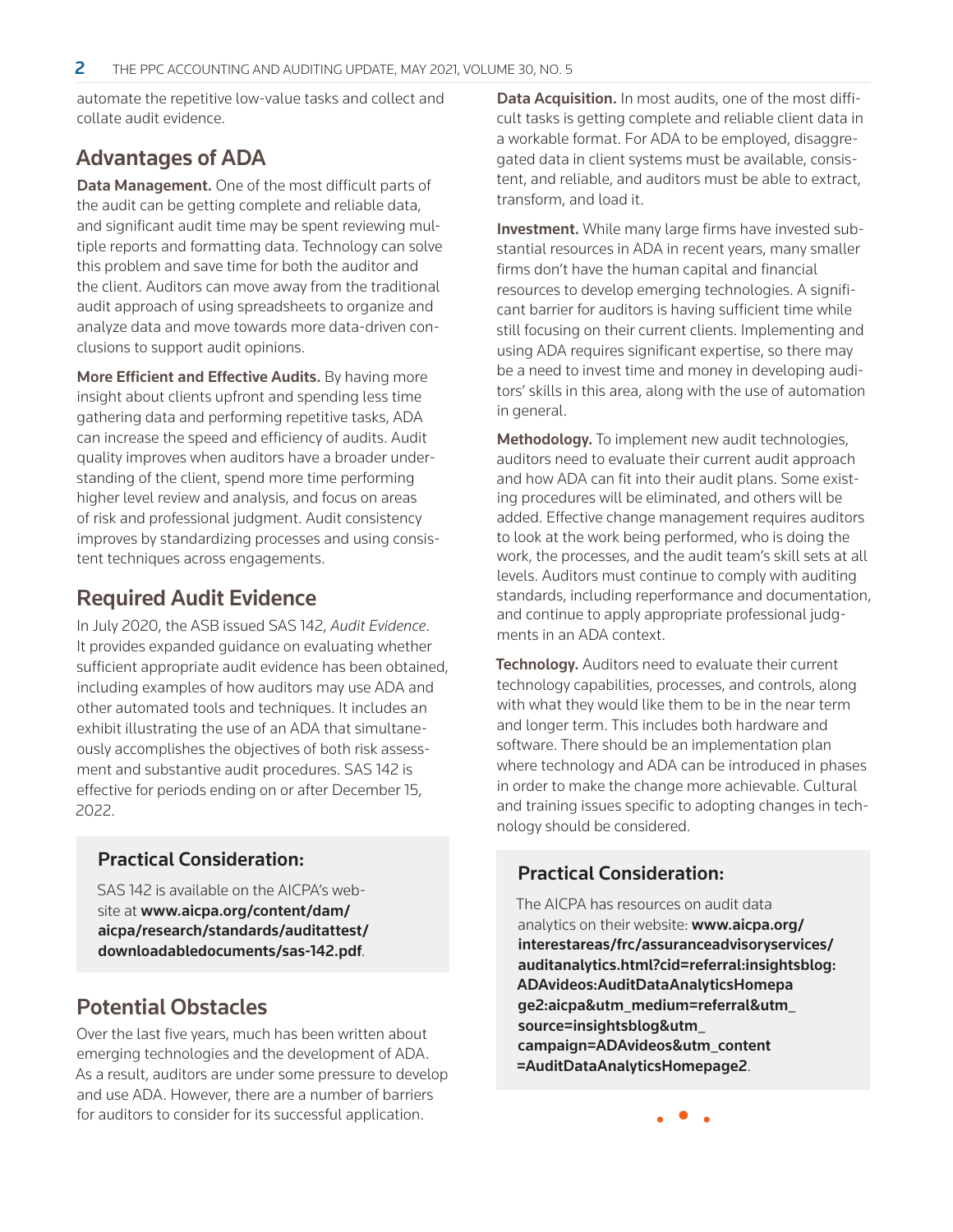automate the repetitive low-value tasks and collect and collate audit evidence.

## Advantages of ADA

**Data Management.** One of the most difficult parts of the audit can be getting complete and reliable data, and significant audit time may be spent reviewing multiple reports and formatting data. Technology can solve this problem and save time for both the auditor and the client. Auditors can move away from the traditional audit approach of using spreadsheets to organize and analyze data and move towards more data-driven conclusions to support audit opinions.

**More Efficient and Effective Audits.** By having more insight about clients upfront and spending less time gathering data and performing repetitive tasks, ADA can increase the speed and efficiency of audits. Audit quality improves when auditors have a broader understanding of the client, spend more time performing higher level review and analysis, and focus on areas of risk and professional judgment. Audit consistency improves by standardizing processes and using consistent techniques across engagements.

## Required Audit Evidence

In July 2020, the ASB issued SAS 142, *Audit Evidence*. It provides expanded guidance on evaluating whether sufficient appropriate audit evidence has been obtained, including examples of how auditors may use ADA and other automated tools and techniques. It includes an exhibit illustrating the use of an ADA that simultaneously accomplishes the objectives of both risk assessment and substantive audit procedures. SAS 142 is effective for periods ending on or after December 15, 2022.

### Practical Consideration:

SAS 142 is available on the AICPA's website at **www.aicpa.org/content/dam/aicpa/research/standards/auditattest/downloadabledocuments/sas-142.pdf**.

## Potential Obstacles

Over the last five years, much has been written about emerging technologies and the development of ADA. As a result, auditors are under some pressure to develop and use ADA. However, there are a number of barriers for auditors to consider for its successful application.

**Data Acquisition.** In most audits, one of the most difficult tasks is getting complete and reliable client data in a workable format. For ADA to be employed, disaggregated data in client systems must be available, consistent, and reliable, and auditors must be able to extract, transform, and load it.

**Investment.** While many large firms have invested substantial resources in ADA in recent years, many smaller firms don't have the human capital and financial resources to develop emerging technologies. A significant barrier for auditors is having sufficient time while still focusing on their current clients. Implementing and using ADA requires significant expertise, so there may be a need to invest time and money in developing auditors' skills in this area, along with the use of automation in general.

**Methodology.** To implement new audit technologies, auditors need to evaluate their current audit approach and how ADA can fit into their audit plans. Some existing procedures will be eliminated, and others will be added. Effective change management requires auditors to look at the work being performed, who is doing the work, the processes, and the audit team's skill sets at all levels. Auditors must continue to comply with auditing standards, including reperformance and documentation, and continue to apply appropriate professional judgments in an ADA context.

**Technology.** Auditors need to evaluate their current technology capabilities, processes, and controls, along with what they would like them to be in the near term and longer term. This includes both hardware and software. There should be an implementation plan where technology and ADA can be introduced in phases in order to make the change more achievable. Cultural and training issues specific to adopting changes in technology should be considered.

### Practical Consideration:

The AICPA has resources on audit data analytics on their website: **www.aicpa.org/interestareas/frc/assuranceadvisoryservices/auditanalytics.html?cid=referral:insightsblog:ADAvideos:AuditDataAnalyticsHomepage2:aicpa&utm_medium=referral&utm_source=insightsblog&utm_campaign=ADAvideos&utm_content=AuditDataAnalyticsHomepage2**.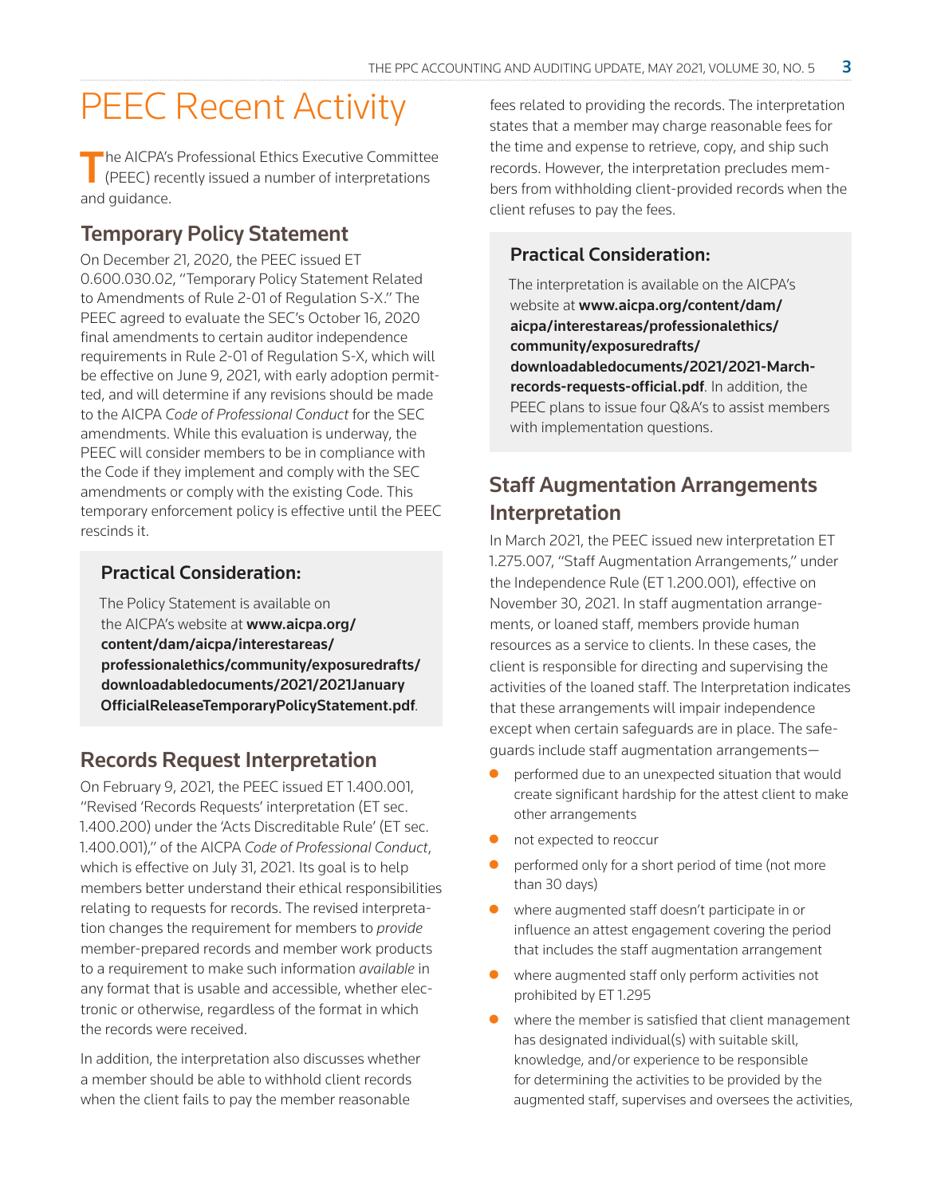# PEEC Recent Activity

The AICPA's Professional Ethics Executive Committee (PEEC) recently issued a number of interpretations and guidance.

## Temporary Policy Statement

On December 21, 2020, the PEEC issued ET 0.600.030.02, "Temporary Policy Statement Related to Amendments of Rule 2-01 of Regulation S-X." The PEEC agreed to evaluate the SEC's October 16, 2020 final amendments to certain auditor independence requirements in Rule 2-01 of Regulation S-X, which will be effective on June 9, 2021, with early adoption permitted, and will determine if any revisions should be made to the AICPA *Code of Professional Conduct* for the SEC amendments. While this evaluation is underway, the PEEC will consider members to be in compliance with the Code if they implement and comply with the SEC amendments or comply with the existing Code. This temporary enforcement policy is effective until the PEEC rescinds it.

> ### Practical Consideration:
>
> The Policy Statement is available on the AICPA's website at **www.aicpa.org/content/dam/aicpa/interestareas/professionalethics/community/exposuredrafts/downloadabledocuments/2021/2021JanuaryOfficialReleaseTemporaryPolicyStatement.pdf**.

## Records Request Interpretation

On February 9, 2021, the PEEC issued ET 1.400.001, "Revised 'Records Requests' interpretation (ET sec. 1.400.200) under the 'Acts Discreditable Rule' (ET sec. 1.400.001)," of the AICPA *Code of Professional Conduct*, which is effective on July 31, 2021. Its goal is to help members better understand their ethical responsibilities relating to requests for records. The revised interpretation changes the requirement for members to *provide* member-prepared records and member work products to a requirement to make such information *available* in any format that is usable and accessible, whether electronic or otherwise, regardless of the format in which the records were received.

In addition, the interpretation also discusses whether a member should be able to withhold client records when the client fails to pay the member reasonable fees related to providing the records. The interpretation states that a member may charge reasonable fees for the time and expense to retrieve, copy, and ship such records. However, the interpretation precludes members from withholding client-provided records when the client refuses to pay the fees.

> ### Practical Consideration:
>
> The interpretation is available on the AICPA's website at **www.aicpa.org/content/dam/aicpa/interestareas/professionalethics/community/exposuredrafts/downloadabledocuments/2021/2021-March-records-requests-official.pdf**. In addition, the PEEC plans to issue four Q&A's to assist members with implementation questions.

## Staff Augmentation Arrangements Interpretation

In March 2021, the PEEC issued new interpretation ET 1.275.007, "Staff Augmentation Arrangements," under the Independence Rule (ET 1.200.001), effective on November 30, 2021. In staff augmentation arrangements, or loaned staff, members provide human resources as a service to clients. In these cases, the client is responsible for directing and supervising the activities of the loaned staff. The Interpretation indicates that these arrangements will impair independence except when certain safeguards are in place. The safeguards include staff augmentation arrangements—

- performed due to an unexpected situation that would create significant hardship for the attest client to make other arrangements
- not expected to reoccur
- performed only for a short period of time (not more than 30 days)
- where augmented staff doesn't participate in or influence an attest engagement covering the period that includes the staff augmentation arrangement
- where augmented staff only perform activities not prohibited by ET 1.295
- where the member is satisfied that client management has designated individual(s) with suitable skill, knowledge, and/or experience to be responsible for determining the activities to be provided by the augmented staff, supervises and oversees the activities,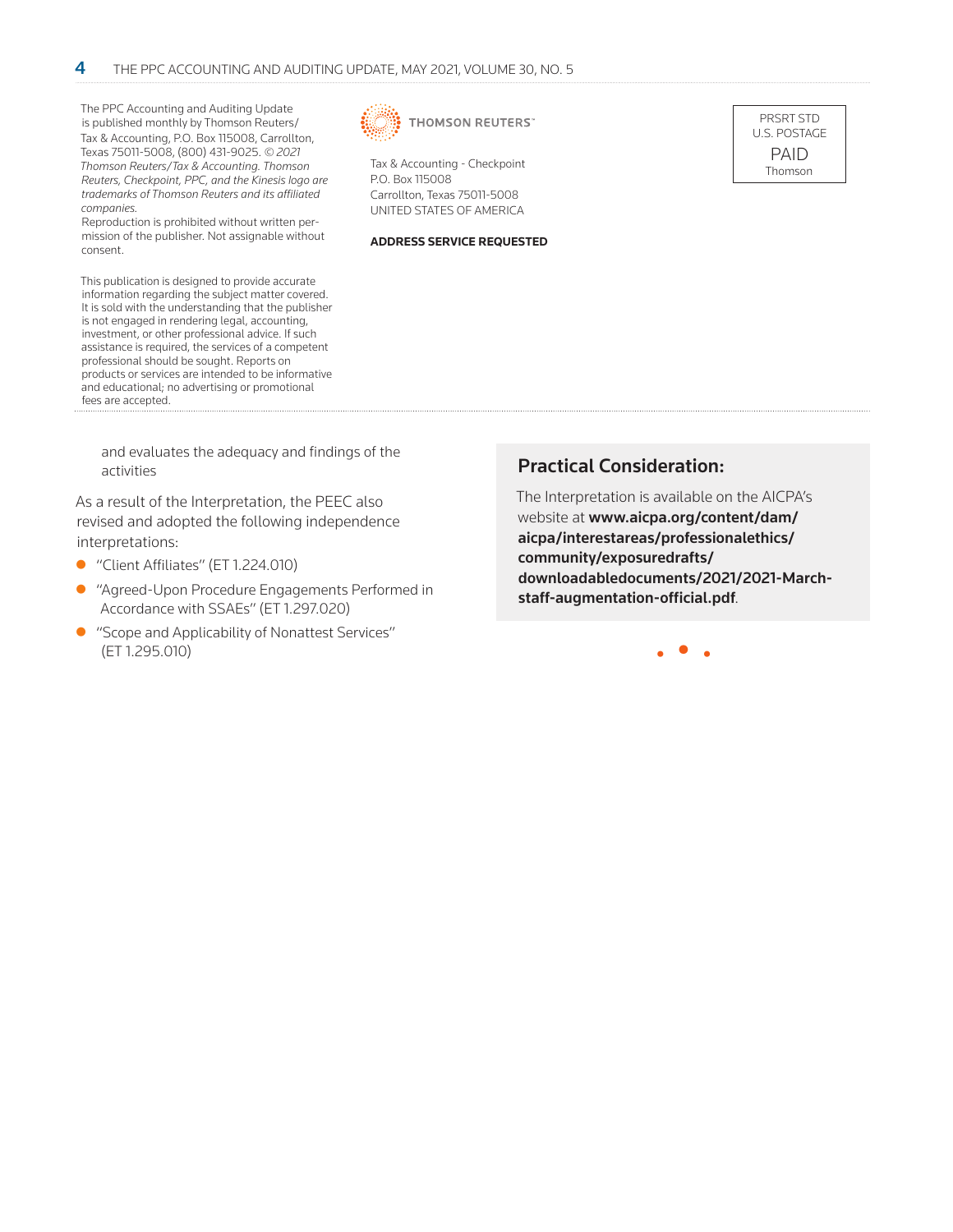The PPC Accounting and Auditing Update is published monthly by Thomson Reuters/ Tax & Accounting, P.O. Box 115008, Carrollton, Texas 75011-5008, (800) 431-9025. *© 2021 Thomson Reuters/Tax & Accounting. Thomson Reuters, Checkpoint, PPC, and the Kinesis logo are trademarks of Thomson Reuters and its affiliated companies.*
Reproduction is prohibited without written permission of the publisher. Not assignable without consent.

This publication is designed to provide accurate information regarding the subject matter covered. It is sold with the understanding that the publisher is not engaged in rendering legal, accounting, investment, or other professional advice. If such assistance is required, the services of a competent professional should be sought. Reports on products or services are intended to be informative and educational; no advertising or promotional fees are accepted.

THOMSON REUTERS™

Tax & Accounting - Checkpoint
P.O. Box 115008
Carrollton, Texas 75011-5008
UNITED STATES OF AMERICA

**ADDRESS SERVICE REQUESTED**

PRSRT STD
U.S. POSTAGE
PAID
Thomson

and evaluates the adequacy and findings of the activities

As a result of the Interpretation, the PEEC also revised and adopted the following independence interpretations:

- "Client Affiliates" (ET 1.224.010)
- "Agreed-Upon Procedure Engagements Performed in Accordance with SSAEs" (ET 1.297.020)
- "Scope and Applicability of Nonattest Services" (ET 1.295.010)

## Practical Consideration:

The Interpretation is available on the AICPA's website at **www.aicpa.org/content/dam/aicpa/interestareas/professionalethics/community/exposuredrafts/downloadabledocuments/2021/2021-March-staff-augmentation-official.pdf**.